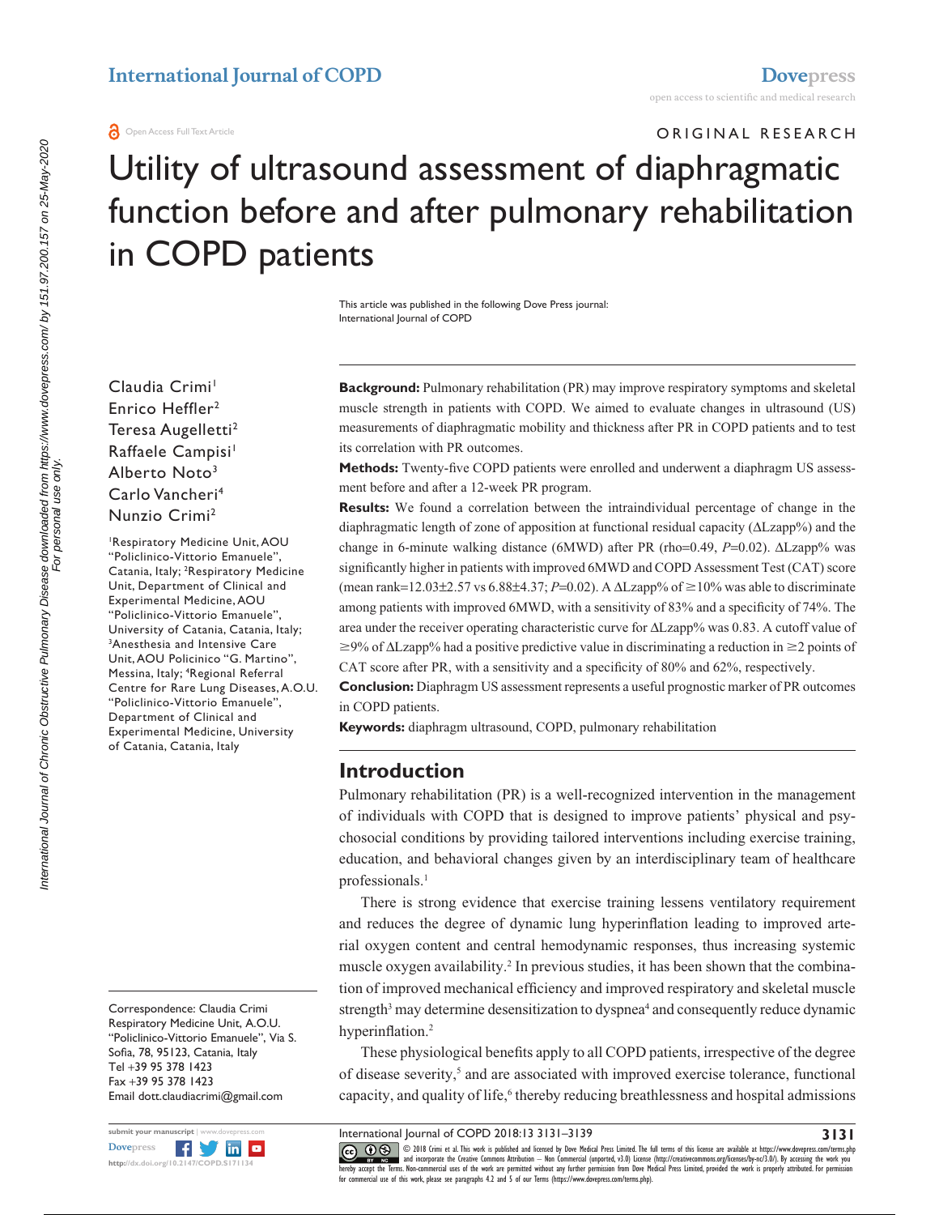ORIGINAL RESEARCH

# Utility of ultrasound assessment of diaphragmatic function before and after pulmonary rehabilitation in COPD patients

This article was published in the following Dove Press journal:
International Journal of COPD

Claudia Crimi[1]
Enrico Heffler[2]
Teresa Augelletti[2]
Raffaele Campisi[1]
Alberto Noto[3]
Carlo Vancheri[4]
Nunzio Crimi[2]

[1]Respiratory Medicine Unit, AOU "Policlinico-Vittorio Emanuele", Catania, Italy; [2]Respiratory Medicine Unit, Department of Clinical and Experimental Medicine, AOU "Policlinico-Vittorio Emanuele", University of Catania, Catania, Italy; [3]Anesthesia and Intensive Care Unit, AOU Policlinico "G. Martino", Messina, Italy; [4]Regional Referral Centre for Rare Lung Diseases, A.O.U. "Policlinico-Vittorio Emanuele", Department of Clinical and Experimental Medicine, University of Catania, Catania, Italy

Correspondence: Claudia Crimi
Respiratory Medicine Unit, A.O.U. "Policlinico-Vittorio Emanuele", Via S. Sofia, 78, 95123, Catania, Italy
Tel +39 95 378 1423
Fax +39 95 378 1423
Email dott.claudiacrimi@gmail.com

**Background:** Pulmonary rehabilitation (PR) may improve respiratory symptoms and skeletal muscle strength in patients with COPD. We aimed to evaluate changes in ultrasound (US) measurements of diaphragmatic mobility and thickness after PR in COPD patients and to test its correlation with PR outcomes.

**Methods:** Twenty-five COPD patients were enrolled and underwent a diaphragm US assessment before and after a 12-week PR program.

**Results:** We found a correlation between the intraindividual percentage of change in the diaphragmatic length of zone of apposition at functional residual capacity (ΔLzapp%) and the change in 6-minute walking distance (6MWD) after PR (rho=0.49, $P$=0.02). ΔLzapp% was significantly higher in patients with improved 6MWD and COPD Assessment Test (CAT) score (mean rank=12.03±2.57 vs 6.88±4.37; $P$=0.02). A ΔLzapp% of ≥10% was able to discriminate among patients with improved 6MWD, with a sensitivity of 83% and a specificity of 74%. The area under the receiver operating characteristic curve for ΔLzapp% was 0.83. A cutoff value of ≥9% of ΔLzapp% had a positive predictive value in discriminating a reduction in ≥2 points of CAT score after PR, with a sensitivity and a specificity of 80% and 62%, respectively.

**Conclusion:** Diaphragm US assessment represents a useful prognostic marker of PR outcomes in COPD patients.

**Keywords:** diaphragm ultrasound, COPD, pulmonary rehabilitation

## Introduction

Pulmonary rehabilitation (PR) is a well-recognized intervention in the management of individuals with COPD that is designed to improve patients' physical and psychosocial conditions by providing tailored interventions including exercise training, education, and behavioral changes given by an interdisciplinary team of healthcare professionals.[1]

There is strong evidence that exercise training lessens ventilatory requirement and reduces the degree of dynamic lung hyperinflation leading to improved arterial oxygen content and central hemodynamic responses, thus increasing systemic muscle oxygen availability.[2] In previous studies, it has been shown that the combination of improved mechanical efficiency and improved respiratory and skeletal muscle strength[3] may determine desensitization to dyspnea[4] and consequently reduce dynamic hyperinflation.[2]

These physiological benefits apply to all COPD patients, irrespective of the degree of disease severity,[5] and are associated with improved exercise tolerance, functional capacity, and quality of life,[6] thereby reducing breathlessness and hospital admissions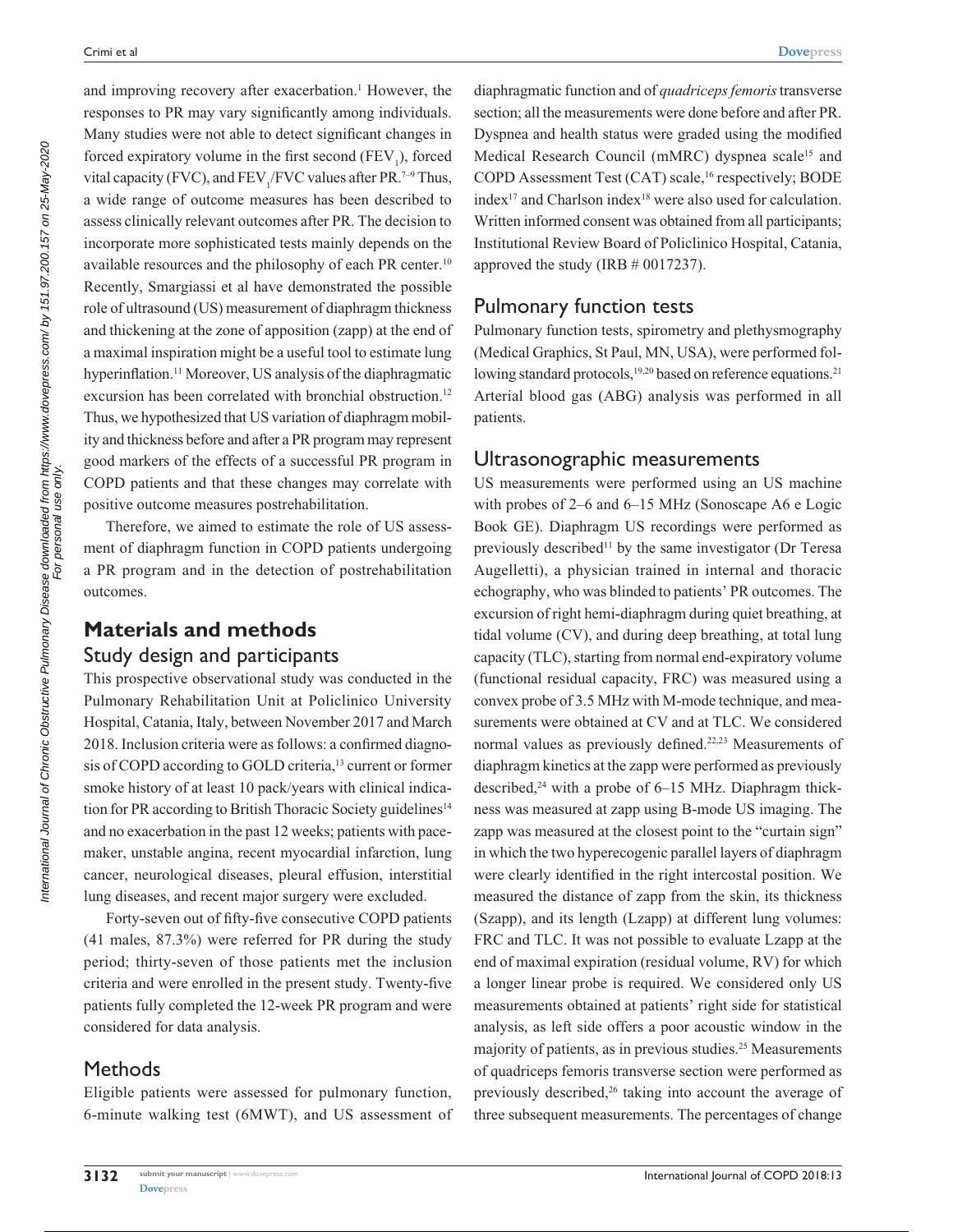and improving recovery after exacerbation.[1] However, the responses to PR may vary significantly among individuals. Many studies were not able to detect significant changes in forced expiratory volume in the first second ($FEV_1$), forced vital capacity (FVC), and $FEV_1$/FVC values after PR.[7–9] Thus, a wide range of outcome measures has been described to assess clinically relevant outcomes after PR. The decision to incorporate more sophisticated tests mainly depends on the available resources and the philosophy of each PR center.[10] Recently, Smargiassi et al have demonstrated the possible role of ultrasound (US) measurement of diaphragm thickness and thickening at the zone of apposition (zapp) at the end of a maximal inspiration might be a useful tool to estimate lung hyperinflation.[11] Moreover, US analysis of the diaphragmatic excursion has been correlated with bronchial obstruction.[12] Thus, we hypothesized that US variation of diaphragm mobility and thickness before and after a PR program may represent good markers of the effects of a successful PR program in COPD patients and that these changes may correlate with positive outcome measures postrehabilitation.

Therefore, we aimed to estimate the role of US assessment of diaphragm function in COPD patients undergoing a PR program and in the detection of postrehabilitation outcomes.

# Materials and methods

## Study design and participants

This prospective observational study was conducted in the Pulmonary Rehabilitation Unit at Policlinico University Hospital, Catania, Italy, between November 2017 and March 2018. Inclusion criteria were as follows: a confirmed diagnosis of COPD according to GOLD criteria,[13] current or former smoke history of at least 10 pack/years with clinical indication for PR according to British Thoracic Society guidelines[14] and no exacerbation in the past 12 weeks; patients with pacemaker, unstable angina, recent myocardial infarction, lung cancer, neurological diseases, pleural effusion, interstitial lung diseases, and recent major surgery were excluded.

Forty-seven out of fifty-five consecutive COPD patients (41 males, 87.3%) were referred for PR during the study period; thirty-seven of those patients met the inclusion criteria and were enrolled in the present study. Twenty-five patients fully completed the 12-week PR program and were considered for data analysis.

## Methods

Eligible patients were assessed for pulmonary function, 6-minute walking test (6MWT), and US assessment of diaphragmatic function and of *quadriceps femoris* transverse section; all the measurements were done before and after PR. Dyspnea and health status were graded using the modified Medical Research Council (mMRC) dyspnea scale[15] and COPD Assessment Test (CAT) scale,[16] respectively; BODE index[17] and Charlson index[18] were also used for calculation. Written informed consent was obtained from all participants; Institutional Review Board of Policlinico Hospital, Catania, approved the study (IRB # 0017237).

## Pulmonary function tests

Pulmonary function tests, spirometry and plethysmography (Medical Graphics, St Paul, MN, USA), were performed following standard protocols,[19,20] based on reference equations.[21] Arterial blood gas (ABG) analysis was performed in all patients.

## Ultrasonographic measurements

US measurements were performed using an US machine with probes of 2–6 and 6–15 MHz (Sonoscape A6 e Logic Book GE). Diaphragm US recordings were performed as previously described[11] by the same investigator (Dr Teresa Augelletti), a physician trained in internal and thoracic echography, who was blinded to patients' PR outcomes. The excursion of right hemi-diaphragm during quiet breathing, at tidal volume (CV), and during deep breathing, at total lung capacity (TLC), starting from normal end-expiratory volume (functional residual capacity, FRC) was measured using a convex probe of 3.5 MHz with M-mode technique, and measurements were obtained at CV and at TLC. We considered normal values as previously defined.[22,23] Measurements of diaphragm kinetics at the zapp were performed as previously described,[24] with a probe of 6–15 MHz. Diaphragm thickness was measured at zapp using B-mode US imaging. The zapp was measured at the closest point to the "curtain sign" in which the two hyperecogenic parallel layers of diaphragm were clearly identified in the right intercostal position. We measured the distance of zapp from the skin, its thickness (Szapp), and its length (Lzapp) at different lung volumes: FRC and TLC. It was not possible to evaluate Lzapp at the end of maximal expiration (residual volume, RV) for which a longer linear probe is required. We considered only US measurements obtained at patients' right side for statistical analysis, as left side offers a poor acoustic window in the majority of patients, as in previous studies.[25] Measurements of quadriceps femoris transverse section were performed as previously described,[26] taking into account the average of three subsequent measurements. The percentages of change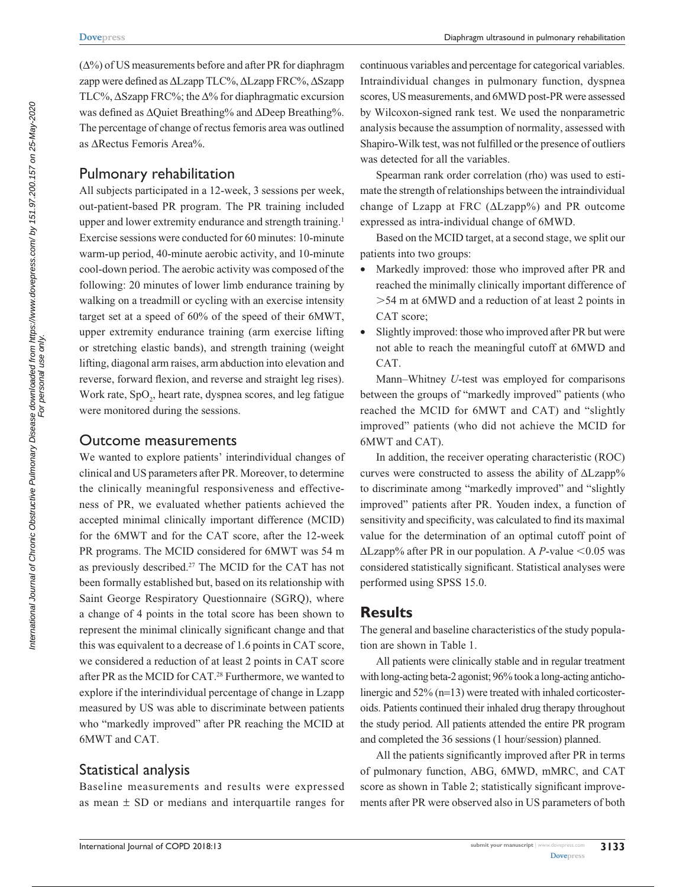(Δ%) of US measurements before and after PR for diaphragm zapp were defined as ΔLzapp TLC%, ΔLzapp FRC%, ΔSzapp TLC%, ΔSzapp FRC%; the Δ% for diaphragmatic excursion was defined as ΔQuiet Breathing% and ΔDeep Breathing%. The percentage of change of rectus femoris area was outlined as ΔRectus Femoris Area%.

## Pulmonary rehabilitation

All subjects participated in a 12-week, 3 sessions per week, out-patient-based PR program. The PR training included upper and lower extremity endurance and strength training.[1] Exercise sessions were conducted for 60 minutes: 10-minute warm-up period, 40-minute aerobic activity, and 10-minute cool-down period. The aerobic activity was composed of the following: 20 minutes of lower limb endurance training by walking on a treadmill or cycling with an exercise intensity target set at a speed of 60% of the speed of their 6MWT, upper extremity endurance training (arm exercise lifting or stretching elastic bands), and strength training (weight lifting, diagonal arm raises, arm abduction into elevation and reverse, forward flexion, and reverse and straight leg rises). Work rate, $SpO_2$, heart rate, dyspnea scores, and leg fatigue were monitored during the sessions.

## Outcome measurements

We wanted to explore patients' interindividual changes of clinical and US parameters after PR. Moreover, to determine the clinically meaningful responsiveness and effectiveness of PR, we evaluated whether patients achieved the accepted minimal clinically important difference (MCID) for the 6MWT and for the CAT score, after the 12-week PR programs. The MCID considered for 6MWT was 54 m as previously described.[27] The MCID for the CAT has not been formally established but, based on its relationship with Saint George Respiratory Questionnaire (SGRQ), where a change of 4 points in the total score has been shown to represent the minimal clinically significant change and that this was equivalent to a decrease of 1.6 points in CAT score, we considered a reduction of at least 2 points in CAT score after PR as the MCID for CAT.[28] Furthermore, we wanted to explore if the interindividual percentage of change in Lzapp measured by US was able to discriminate between patients who "markedly improved" after PR reaching the MCID at 6MWT and CAT.

## Statistical analysis

Baseline measurements and results were expressed as mean ± SD or medians and interquartile ranges for continuous variables and percentage for categorical variables. Intraindividual changes in pulmonary function, dyspnea scores, US measurements, and 6MWD post-PR were assessed by Wilcoxon-signed rank test. We used the nonparametric analysis because the assumption of normality, assessed with Shapiro-Wilk test, was not fulfilled or the presence of outliers was detected for all the variables.

Spearman rank order correlation (rho) was used to estimate the strength of relationships between the intraindividual change of Lzapp at FRC (ΔLzapp%) and PR outcome expressed as intra-individual change of 6MWD.

Based on the MCID target, at a second stage, we split our patients into two groups:

- Markedly improved: those who improved after PR and reached the minimally clinically important difference of >54 m at 6MWD and a reduction of at least 2 points in CAT score;
- Slightly improved: those who improved after PR but were not able to reach the meaningful cutoff at 6MWD and CAT.

Mann–Whitney *U*-test was employed for comparisons between the groups of "markedly improved" patients (who reached the MCID for 6MWT and CAT) and "slightly improved" patients (who did not achieve the MCID for 6MWT and CAT).

In addition, the receiver operating characteristic (ROC) curves were constructed to assess the ability of ΔLzapp% to discriminate among "markedly improved" and "slightly improved" patients after PR. Youden index, a function of sensitivity and specificity, was calculated to find its maximal value for the determination of an optimal cutoff point of ΔLzapp% after PR in our population. A *P*-value <0.05 was considered statistically significant. Statistical analyses were performed using SPSS 15.0.

# Results

The general and baseline characteristics of the study population are shown in Table 1.

All patients were clinically stable and in regular treatment with long-acting beta-2 agonist; 96% took a long-acting anticholinergic and 52% (n=13) were treated with inhaled corticosteroids. Patients continued their inhaled drug therapy throughout the study period. All patients attended the entire PR program and completed the 36 sessions (1 hour/session) planned.

All the patients significantly improved after PR in terms of pulmonary function, ABG, 6MWD, mMRC, and CAT score as shown in Table 2; statistically significant improvements after PR were observed also in US parameters of both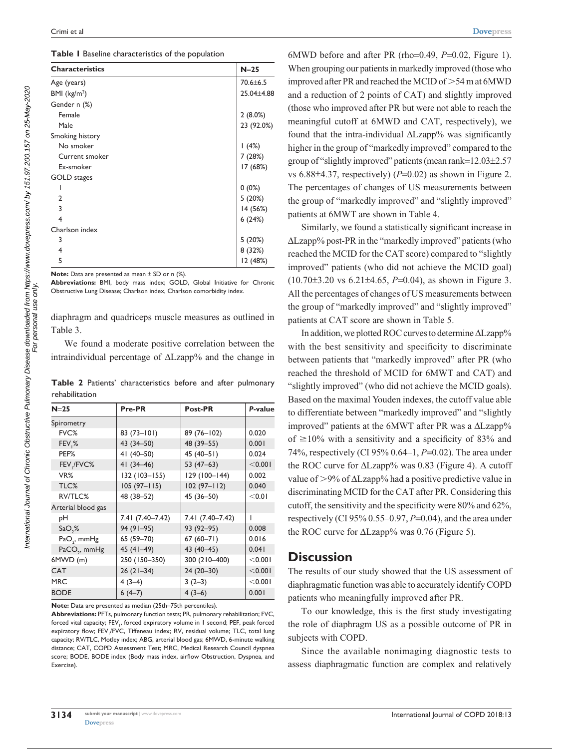**Table 1** Baseline characteristics of the population

| Characteristics | N=25 |
|---|---|
| Age (years) | 70.6±6.5 |
| BMI (kg/m$^2$) | 25.04±4.88 |
| Gender n (%) | |
| Female | 2 (8.0%) |
| Male | 23 (92.0%) |
| Smoking history | |
| No smoker | 1 (4%) |
| Current smoker | 7 (28%) |
| Ex-smoker | 17 (68%) |
| GOLD stages | |
| 1 | 0 (0%) |
| 2 | 5 (20%) |
| 3 | 14 (56%) |
| 4 | 6 (24%) |
| Charlson index | |
| 3 | 5 (20%) |
| 4 | 8 (32%) |
| 5 | 12 (48%) |

**Note:** Data are presented as mean ± SD or n (%).
**Abbreviations:** BMI, body mass index; GOLD, Global Initiative for Chronic Obstructive Lung Disease; Charlson index, Charlson comorbidity index.

diaphragm and quadriceps muscle measures as outlined in Table 3.

We found a moderate positive correlation between the intraindividual percentage of ΔLzapp% and the change in 6MWD before and after PR (rho=0.49, *P*=0.02, Figure 1). When grouping our patients in markedly improved (those who improved after PR and reached the MCID of >54 m at 6MWD and a reduction of 2 points of CAT) and slightly improved (those who improved after PR but were not able to reach the meaningful cutoff at 6MWD and CAT, respectively), we found that the intra-individual ΔLzapp% was significantly higher in the group of "markedly improved" compared to the group of "slightly improved" patients (mean rank=12.03±2.57 vs 6.88±4.37, respectively) (*P*=0.02) as shown in Figure 2. The percentages of changes of US measurements between the group of "markedly improved" and "slightly improved" patients at 6MWT are shown in Table 4.

**Table 2** Patients' characteristics before and after pulmonary rehabilitation

| N=25 | Pre-PR | Post-PR | *P*-value |
|---|---|---|---|
| Spirometry | | | |
| FVC% | 83 (73–101) | 89 (76–102) | 0.020 |
| $FEV_1$% | 43 (34–50) | 48 (39–55) | 0.001 |
| PEF% | 41 (40–50) | 45 (40–51) | 0.024 |
| $FEV_1$/FVC% | 41 (34–46) | 53 (47–63) | <0.001 |
| VR% | 132 (103–155) | 129 (100–144) | 0.002 |
| TLC% | 105 (97–115) | 102 (97–112) | 0.040 |
| RV/TLC% | 48 (38–52) | 45 (36–50) | <0.01 |
| Arterial blood gas | | | |
| pH | 7.41 (7.40–7.42) | 7.41 (7.40–7.42) | 1 |
| $SaO_2$% | 94 (91–95) | 93 (92–95) | 0.008 |
| $PaO_2$, mmHg | 65 (59–70) | 67 (60–71) | 0.016 |
| $PaCO_2$, mmHg | 45 (41–49) | 43 (40–45) | 0.041 |
| 6MWD (m) | 250 (150–350) | 300 (210–400) | <0.001 |
| CAT | 26 (21–34) | 24 (20–30) | <0.001 |
| MRC | 4 (3–4) | 3 (2–3) | <0.001 |
| BODE | 6 (4–7) | 4 (3–6) | 0.001 |

**Note:** Data are presented as median (25th–75th percentiles).
**Abbreviations:** PFTs, pulmonary function tests; PR, pulmonary rehabilitation; FVC, forced vital capacity; $FEV_1$, forced expiratory volume in 1 second; PEF, peak forced expiratory flow; $FEV_1$/FVC, Tiffeneau index; RV, residual volume; TLC, total lung capacity; RV/TLC, Motley index; ABG, arterial blood gas; 6MWD, 6-minute walking distance; CAT, COPD Assessment Test; MRC, Medical Research Council dyspnea score; BODE, BODE index (Body mass index, airflow Obstruction, Dyspnea, and Exercise).

Similarly, we found a statistically significant increase in ΔLzapp% post-PR in the "markedly improved" patients (who reached the MCID for the CAT score) compared to "slightly improved" patients (who did not achieve the MCID goal) (10.70±3.20 vs 6.21±4.65, *P*=0.04), as shown in Figure 3. All the percentages of changes of US measurements between the group of "markedly improved" and "slightly improved" patients at CAT score are shown in Table 5.

In addition, we plotted ROC curves to determine ΔLzapp% with the best sensitivity and specificity to discriminate between patients that "markedly improved" after PR (who reached the threshold of MCID for 6MWT and CAT) and "slightly improved" (who did not achieve the MCID goals). Based on the maximal Youden indexes, the cutoff value able to differentiate between "markedly improved" and "slightly improved" patients at the 6MWT after PR was a ΔLzapp% of ≥10% with a sensitivity and a specificity of 83% and 74%, respectively (CI 95% 0.64–1, *P*=0.02). The area under the ROC curve for ΔLzapp% was 0.83 (Figure 4). A cutoff value of >9% of ΔLzapp% had a positive predictive value in discriminating MCID for the CAT after PR. Considering this cutoff, the sensitivity and the specificity were 80% and 62%, respectively (CI 95% 0.55–0.97, *P*=0.04), and the area under the ROC curve for ΔLzapp% was 0.76 (Figure 5).

## Discussion

The results of our study showed that the US assessment of diaphragmatic function was able to accurately identify COPD patients who meaningfully improved after PR.

To our knowledge, this is the first study investigating the role of diaphragm US as a possible outcome of PR in subjects with COPD.

Since the available nonimaging diagnostic tests to assess diaphragmatic function are complex and relatively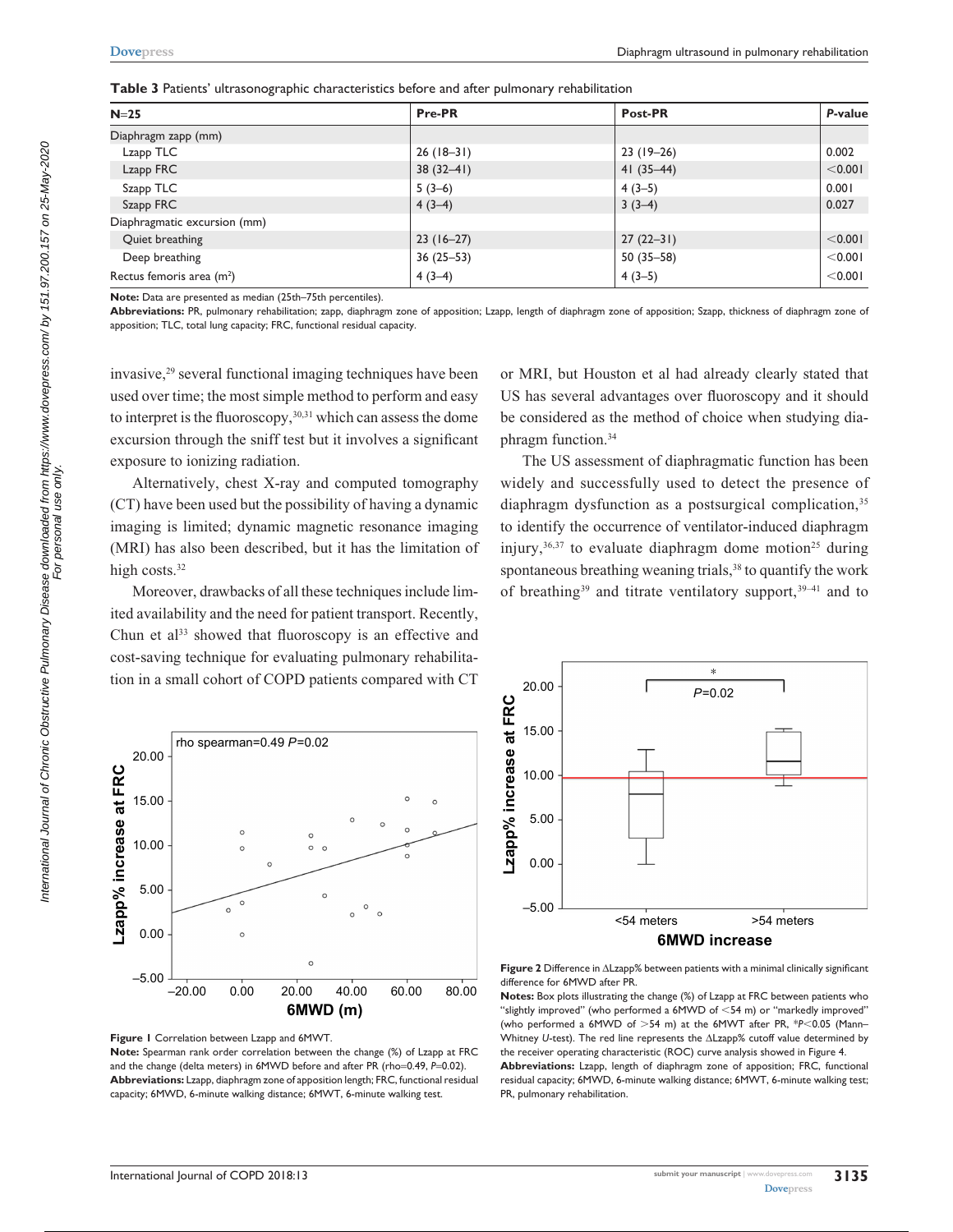**Table 3** Patients' ultrasonographic characteristics before and after pulmonary rehabilitation

| N=25 | Pre-PR | Post-PR | *P*-value |
|---|---|---|---|
| Diaphragm zapp (mm) | | | |
| Lzapp TLC | 26 (18–31) | 23 (19–26) | 0.002 |
| Lzapp FRC | 38 (32–41) | 41 (35–44) | <0.001 |
| Szapp TLC | 5 (3–6) | 4 (3–5) | 0.001 |
| Szapp FRC | 4 (3–4) | 3 (3–4) | 0.027 |
| Diaphragmatic excursion (mm) | | | |
| Quiet breathing | 23 (16–27) | 27 (22–31) | <0.001 |
| Deep breathing | 36 (25–53) | 50 (35–58) | <0.001 |
| Rectus femoris area ($m^2$) | 4 (3–4) | 4 (3–5) | <0.001 |

**Note:** Data are presented as median (25th–75th percentiles).

**Abbreviations:** PR, pulmonary rehabilitation; zapp, diaphragm zone of apposition; Lzapp, length of diaphragm zone of apposition; Szapp, thickness of diaphragm zone of apposition; TLC, total lung capacity; FRC, functional residual capacity.

invasive,[29] several functional imaging techniques have been used over time; the most simple method to perform and easy to interpret is the fluoroscopy,[30,31] which can assess the dome excursion through the sniff test but it involves a significant exposure to ionizing radiation.

Alternatively, chest X-ray and computed tomography (CT) have been used but the possibility of having a dynamic imaging is limited; dynamic magnetic resonance imaging (MRI) has also been described, but it has the limitation of high costs.[32]

Moreover, drawbacks of all these techniques include limited availability and the need for patient transport. Recently, Chun et al[33] showed that fluoroscopy is an effective and cost-saving technique for evaluating pulmonary rehabilitation in a small cohort of COPD patients compared with CT or MRI, but Houston et al had already clearly stated that US has several advantages over fluoroscopy and it should be considered as the method of choice when studying diaphragm function.[34]

The US assessment of diaphragmatic function has been widely and successfully used to detect the presence of diaphragm dysfunction as a postsurgical complication,[35] to identify the occurrence of ventilator-induced diaphragm injury,[36,37] to evaluate diaphragm dome motion[25] during spontaneous breathing weaning trials,[38] to quantify the work of breathing[39] and titrate ventilatory support,[39–41] and to

**Figure 1** Correlation between Lzapp and 6MWT.

**Note:** Spearman rank order correlation between the change (%) of Lzapp at FRC and the change (delta meters) in 6MWD before and after PR (rho=0.49, *P*=0.02).

**Abbreviations:** Lzapp, diaphragm zone of apposition length; FRC, functional residual capacity; 6MWD, 6-minute walking distance; 6MWT, 6-minute walking test.

**Figure 2** Difference in ΔLzapp% between patients with a minimal clinically significant difference for 6MWD after PR.

**Notes:** Box plots illustrating the change (%) of Lzapp at FRC between patients who "slightly improved" (who performed a 6MWD of <54 m) or "markedly improved" (who performed a 6MWD of >54 m) at the 6MWT after PR, \**P*<0.05 (Mann–Whitney *U*-test). The red line represents the ΔLzapp% cutoff value determined by the receiver operating characteristic (ROC) curve analysis showed in Figure 4.

**Abbreviations:** Lzapp, length of diaphragm zone of apposition; FRC, functional residual capacity; 6MWD, 6-minute walking distance; 6MWT, 6-minute walking test; PR, pulmonary rehabilitation.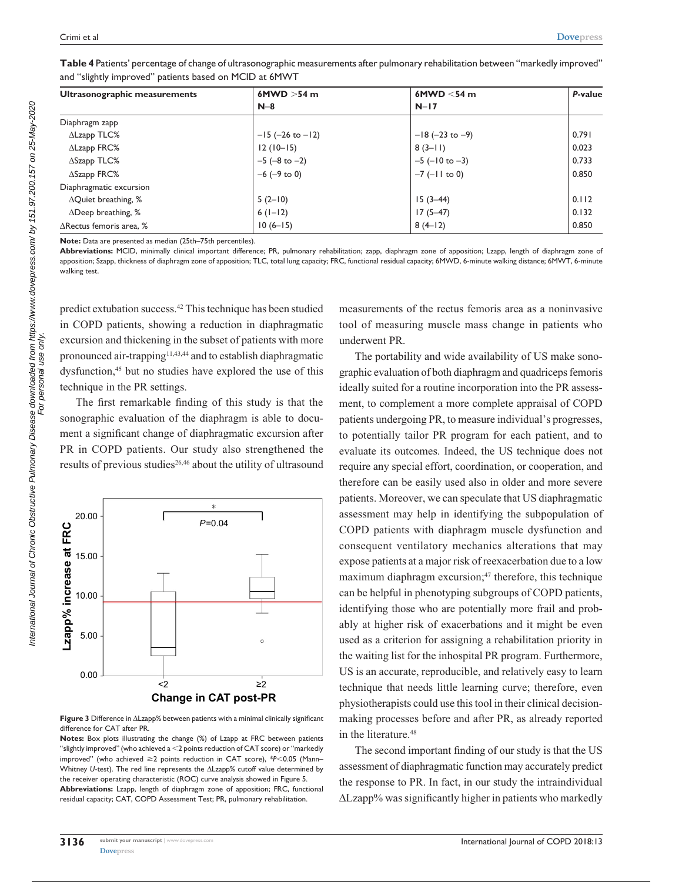**Table 4** Patients' percentage of change of ultrasonographic measurements after pulmonary rehabilitation between "markedly improved" and "slightly improved" patients based on MCID at 6MWT

| Ultrasonographic measurements | 6MWD >54 m N=8 | 6MWD <54 m N=17 | *P*-value |
|---|---|---|---|
| Diaphragm zapp | | | |
| ΔLzapp TLC% | −15 (−26 to −12) | −18 (−23 to −9) | 0.791 |
| ΔLzapp FRC% | 12 (10–15) | 8 (3–11) | 0.023 |
| ΔSzapp TLC% | −5 (−8 to −2) | −5 (−10 to −3) | 0.733 |
| ΔSzapp FRC% | −6 (−9 to 0) | −7 (−11 to 0) | 0.850 |
| Diaphragmatic excursion | | | |
| ΔQuiet breathing, % | 5 (2–10) | 15 (3–44) | 0.112 |
| ΔDeep breathing, % | 6 (1–12) | 17 (5–47) | 0.132 |
| ΔRectus femoris area, % | 10 (6–15) | 8 (4–12) | 0.850 |

**Note:** Data are presented as median (25th–75th percentiles).

**Abbreviations:** MCID, minimally clinical important difference; PR, pulmonary rehabilitation; zapp, diaphragm zone of apposition; Lzapp, length of diaphragm zone of apposition; Szapp, thickness of diaphragm zone of apposition; TLC, total lung capacity; FRC, functional residual capacity; 6MWD, 6-minute walking distance; 6MWT, 6-minute walking test.

predict extubation success.[42] This technique has been studied in COPD patients, showing a reduction in diaphragmatic excursion and thickening in the subset of patients with more pronounced air-trapping[11,43,44] and to establish diaphragmatic dysfunction,[45] but no studies have explored the use of this technique in the PR settings.

The first remarkable finding of this study is that the sonographic evaluation of the diaphragm is able to document a significant change of diaphragmatic excursion after PR in COPD patients. Our study also strengthened the results of previous studies[26,46] about the utility of ultrasound measurements of the rectus femoris area as a noninvasive tool of measuring muscle mass change in patients who underwent PR.

**Figure 3** Difference in ΔLzapp% between patients with a minimal clinically significant difference for CAT after PR.

**Notes:** Box plots illustrating the change (%) of Lzapp at FRC between patients "slightly improved" (who achieved a <2 points reduction of CAT score) or "markedly improved" (who achieved ≥2 points reduction in CAT score), \*$P<0.05$ (Mann–Whitney *U*-test). The red line represents the ΔLzapp% cutoff value determined by the receiver operating characteristic (ROC) curve analysis showed in Figure 5.

**Abbreviations:** Lzapp, length of diaphragm zone of apposition; FRC, functional residual capacity; CAT, COPD Assessment Test; PR, pulmonary rehabilitation.

The portability and wide availability of US make sonographic evaluation of both diaphragm and quadriceps femoris ideally suited for a routine incorporation into the PR assessment, to complement a more complete appraisal of COPD patients undergoing PR, to measure individual's progresses, to potentially tailor PR program for each patient, and to evaluate its outcomes. Indeed, the US technique does not require any special effort, coordination, or cooperation, and therefore can be easily used also in older and more severe patients. Moreover, we can speculate that US diaphragmatic assessment may help in identifying the subpopulation of COPD patients with diaphragm muscle dysfunction and consequent ventilatory mechanics alterations that may expose patients at a major risk of reexacerbation due to a low maximum diaphragm excursion;[47] therefore, this technique can be helpful in phenotyping subgroups of COPD patients, identifying those who are potentially more frail and probably at higher risk of exacerbations and it might be even used as a criterion for assigning a rehabilitation priority in the waiting list for the inhospital PR program. Furthermore, US is an accurate, reproducible, and relatively easy to learn technique that needs little learning curve; therefore, even physiotherapists could use this tool in their clinical decision-making processes before and after PR, as already reported in the literature.[48]

The second important finding of our study is that the US assessment of diaphragmatic function may accurately predict the response to PR. In fact, in our study the intraindividual ΔLzapp% was significantly higher in patients who markedly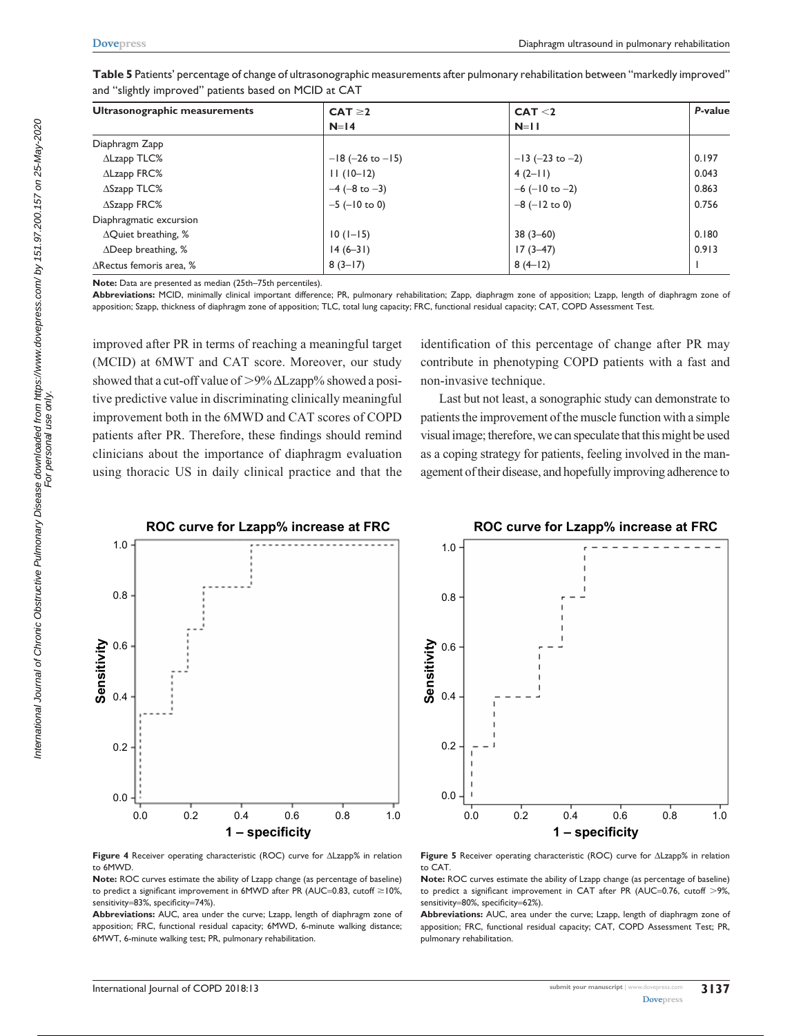**Table 5** Patients' percentage of change of ultrasonographic measurements after pulmonary rehabilitation between "markedly improved" and "slightly improved" patients based on MCID at CAT

| Ultrasonographic measurements | CAT ≥2<br>N=14 | CAT <2<br>N=11 | *P*-value |
|---|---|---|---|
| Diaphragm Zapp | | | |
| ΔLzapp TLC% | −18 (−26 to −15) | −13 (−23 to −2) | 0.197 |
| ΔLzapp FRC% | 11 (10–12) | 4 (2–11) | 0.043 |
| ΔSzapp TLC% | −4 (−8 to −3) | −6 (−10 to −2) | 0.863 |
| ΔSzapp FRC% | −5 (−10 to 0) | −8 (−12 to 0) | 0.756 |
| Diaphragmatic excursion | | | |
| ΔQuiet breathing, % | 10 (1–15) | 38 (3–60) | 0.180 |
| ΔDeep breathing, % | 14 (6–31) | 17 (3–47) | 0.913 |
| ΔRectus femoris area, % | 8 (3–17) | 8 (4–12) | 1 |

**Note:** Data are presented as median (25th–75th percentiles).
**Abbreviations:** MCID, minimally clinical important difference; PR, pulmonary rehabilitation; Zapp, diaphragm zone of apposition; Lzapp, length of diaphragm zone of apposition; Szapp, thickness of diaphragm zone of apposition; TLC, total lung capacity; FRC, functional residual capacity; CAT, COPD Assessment Test.

improved after PR in terms of reaching a meaningful target (MCID) at 6MWT and CAT score. Moreover, our study showed that a cut-off value of >9% ΔLzapp% showed a positive predictive value in discriminating clinically meaningful improvement both in the 6MWD and CAT scores of COPD patients after PR. Therefore, these findings should remind clinicians about the importance of diaphragm evaluation using thoracic US in daily clinical practice and that the identification of this percentage of change after PR may contribute in phenotyping COPD patients with a fast and non-invasive technique.

Last but not least, a sonographic study can demonstrate to patients the improvement of the muscle function with a simple visual image; therefore, we can speculate that this might be used as a coping strategy for patients, feeling involved in the management of their disease, and hopefully improving adherence to

**Figure 4** Receiver operating characteristic (ROC) curve for ΔLzapp% in relation to 6MWD.
**Note:** ROC curves estimate the ability of Lzapp change (as percentage of baseline) to predict a significant improvement in 6MWD after PR (AUC=0.83, cutoff ≥10%, sensitivity=83%, specificity=74%).
**Abbreviations:** AUC, area under the curve; Lzapp, length of diaphragm zone of apposition; FRC, functional residual capacity; 6MWD, 6-minute walking distance; 6MWT, 6-minute walking test; PR, pulmonary rehabilitation.

**Figure 5** Receiver operating characteristic (ROC) curve for ΔLzapp% in relation to CAT.
**Note:** ROC curves estimate the ability of Lzapp change (as percentage of baseline) to predict a significant improvement in CAT after PR (AUC=0.76, cutoff >9%, sensitivity=80%, specificity=62%).
**Abbreviations:** AUC, area under the curve; Lzapp, length of diaphragm zone of apposition; FRC, functional residual capacity; CAT, COPD Assessment Test; PR, pulmonary rehabilitation.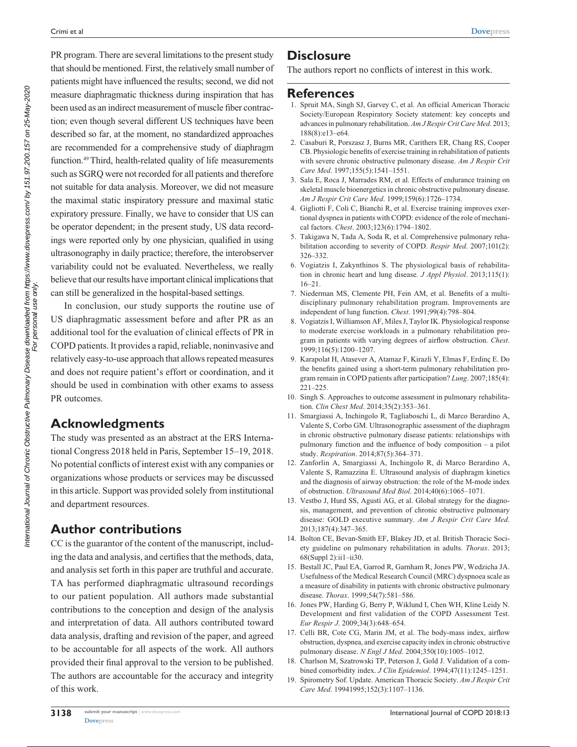PR program. There are several limitations to the present study that should be mentioned. First, the relatively small number of patients might have influenced the results; second, we did not measure diaphragmatic thickness during inspiration that has been used as an indirect measurement of muscle fiber contraction; even though several different US techniques have been described so far, at the moment, no standardized approaches are recommended for a comprehensive study of diaphragm function.[49] Third, health-related quality of life measurements such as SGRQ were not recorded for all patients and therefore not suitable for data analysis. Moreover, we did not measure the maximal static inspiratory pressure and maximal static expiratory pressure. Finally, we have to consider that US can be operator dependent; in the present study, US data recordings were reported only by one physician, qualified in using ultrasonography in daily practice; therefore, the interobserver variability could not be evaluated. Nevertheless, we really believe that our results have important clinical implications that can still be generalized in the hospital-based settings.

In conclusion, our study supports the routine use of US diaphragmatic assessment before and after PR as an additional tool for the evaluation of clinical effects of PR in COPD patients. It provides a rapid, reliable, noninvasive and relatively easy-to-use approach that allows repeated measures and does not require patient's effort or coordination, and it should be used in combination with other exams to assess PR outcomes.

## Acknowledgments

The study was presented as an abstract at the ERS International Congress 2018 held in Paris, September 15–19, 2018. No potential conflicts of interest exist with any companies or organizations whose products or services may be discussed in this article. Support was provided solely from institutional and department resources.

## Author contributions

CC is the guarantor of the content of the manuscript, including the data and analysis, and certifies that the methods, data, and analysis set forth in this paper are truthful and accurate. TA has performed diaphragmatic ultrasound recordings to our patient population. All authors made substantial contributions to the conception and design of the analysis and interpretation of data. All authors contributed toward data analysis, drafting and revision of the paper, and agreed to be accountable for all aspects of the work. All authors provided their final approval to the version to be published. The authors are accountable for the accuracy and integrity of this work.

## Disclosure

The authors report no conflicts of interest in this work.

## References

1. Spruit MA, Singh SJ, Garvey C, et al. An official American Thoracic Society/European Respiratory Society statement: key concepts and advances in pulmonary rehabilitation. *Am J Respir Crit Care Med*. 2013; 188(8):e13–e64.
2. Casaburi R, Porszasz J, Burns MR, Carithers ER, Chang RS, Cooper CB. Physiologic benefits of exercise training in rehabilitation of patients with severe chronic obstructive pulmonary disease. *Am J Respir Crit Care Med*. 1997;155(5):1541–1551.
3. Sala E, Roca J, Marrades RM, et al. Effects of endurance training on skeletal muscle bioenergetics in chronic obstructive pulmonary disease. *Am J Respir Crit Care Med*. 1999;159(6):1726–1734.
4. Gigliotti F, Coli C, Bianchi R, et al. Exercise training improves exertional dyspnea in patients with COPD: evidence of the role of mechanical factors. *Chest*. 2003;123(6):1794–1802.
5. Takigawa N, Tada A, Soda R, et al. Comprehensive pulmonary rehabilitation according to severity of COPD. *Respir Med*. 2007;101(2): 326–332.
6. Vogiatzis I, Zakynthinos S. The physiological basis of rehabilitation in chronic heart and lung disease. *J Appl Physiol*. 2013;115(1): 16–21.
7. Niederman MS, Clemente PH, Fein AM, et al. Benefits of a multidisciplinary pulmonary rehabilitation program. Improvements are independent of lung function. *Chest*. 1991;99(4):798–804.
8. Vogiatzis I, Williamson AF, Miles J, Taylor IK. Physiological response to moderate exercise workloads in a pulmonary rehabilitation program in patients with varying degrees of airflow obstruction. *Chest*. 1999;116(5):1200–1207.
9. Karapolat H, Atasever A, Atamaz F, Kirazli Y, Elmas F, Erdinç E. Do the benefits gained using a short-term pulmonary rehabilitation program remain in COPD patients after participation? *Lung*. 2007;185(4): 221–225.
10. Singh S. Approaches to outcome assessment in pulmonary rehabilitation. *Clin Chest Med*. 2014;35(2):353–361.
11. Smargiassi A, Inchingolo R, Tagliaboschi L, di Marco Berardino A, Valente S, Corbo GM. Ultrasonographic assessment of the diaphragm in chronic obstructive pulmonary disease patients: relationships with pulmonary function and the influence of body composition – a pilot study. *Respiration*. 2014;87(5):364–371.
12. Zanforlin A, Smargiassi A, Inchingolo R, di Marco Berardino A, Valente S, Ramazzina E. Ultrasound analysis of diaphragm kinetics and the diagnosis of airway obstruction: the role of the M-mode index of obstruction. *Ultrasound Med Biol*. 2014;40(6):1065–1071.
13. Vestbo J, Hurd SS, Agustí AG, et al. Global strategy for the diagnosis, management, and prevention of chronic obstructive pulmonary disease: GOLD executive summary. *Am J Respir Crit Care Med*. 2013;187(4):347–365.
14. Bolton CE, Bevan-Smith EF, Blakey JD, et al. British Thoracic Society guideline on pulmonary rehabilitation in adults. *Thorax*. 2013; 68(Suppl 2):ii1–ii30.
15. Bestall JC, Paul EA, Garrod R, Garnham R, Jones PW, Wedzicha JA. Usefulness of the Medical Research Council (MRC) dyspnoea scale as a measure of disability in patients with chronic obstructive pulmonary disease. *Thorax*. 1999;54(7):581–586.
16. Jones PW, Harding G, Berry P, Wiklund I, Chen WH, Kline Leidy N. Development and first validation of the COPD Assessment Test. *Eur Respir J*. 2009;34(3):648–654.
17. Celli BR, Cote CG, Marin JM, et al. The body-mass index, airflow obstruction, dyspnea, and exercise capacity index in chronic obstructive pulmonary disease. *N Engl J Med*. 2004;350(10):1005–1012.
18. Charlson M, Szatrowski TP, Peterson J, Gold J. Validation of a combined comorbidity index. *J Clin Epidemiol*. 1994;47(11):1245–1251.
19. Spirometry Sof. Update. American Thoracic Society. *Am J Respir Crit Care Med*. 19941995;152(3):1107–1136.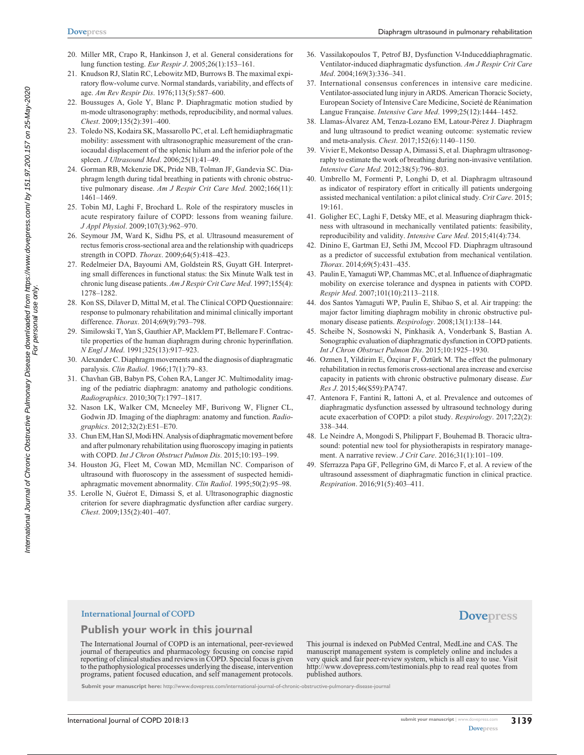20. Miller MR, Crapo R, Hankinson J, et al. General considerations for lung function testing. *Eur Respir J*. 2005;26(1):153–161.
21. Knudson RJ, Slatin RC, Lebowitz MD, Burrows B. The maximal expiratory flow-volume curve. Normal standards, variability, and effects of age. *Am Rev Respir Dis*. 1976;113(5):587–600.
22. Boussuges A, Gole Y, Blanc P. Diaphragmatic motion studied by m-mode ultrasonography: methods, reproducibility, and normal values. *Chest*. 2009;135(2):391–400.
23. Toledo NS, Kodaira SK, Massarollo PC, et al. Left hemidiaphragmatic mobility: assessment with ultrasonographic measurement of the craniocaudal displacement of the splenic hilum and the inferior pole of the spleen. *J Ultrasound Med*. 2006;25(1):41–49.
24. Gorman RB, Mckenzie DK, Pride NB, Tolman JF, Gandevia SC. Diaphragm length during tidal breathing in patients with chronic obstructive pulmonary disease. *Am J Respir Crit Care Med*. 2002;166(11): 1461–1469.
25. Tobin MJ, Laghi F, Brochard L. Role of the respiratory muscles in acute respiratory failure of COPD: lessons from weaning failure. *J Appl Physiol*. 2009;107(3):962–970.
26. Seymour JM, Ward K, Sidhu PS, et al. Ultrasound measurement of rectus femoris cross-sectional area and the relationship with quadriceps strength in COPD. *Thorax*. 2009;64(5):418–423.
27. Redelmeier DA, Bayoumi AM, Goldstein RS, Guyatt GH. Interpreting small differences in functional status: the Six Minute Walk test in chronic lung disease patients. *Am J Respir Crit Care Med*. 1997;155(4): 1278–1282.
28. Kon SS, Dilaver D, Mittal M, et al. The Clinical COPD Questionnaire: response to pulmonary rehabilitation and minimal clinically important difference. *Thorax*. 2014;69(9):793–798.
29. Similowski T, Yan S, Gauthier AP, Macklem PT, Bellemare F. Contractile properties of the human diaphragm during chronic hyperinflation. *N Engl J Med*. 1991;325(13):917–923.
30. Alexander C. Diaphragm movements and the diagnosis of diaphragmatic paralysis. *Clin Radiol*. 1966;17(1):79–83.
31. Chavhan GB, Babyn PS, Cohen RA, Langer JC. Multimodality imaging of the pediatric diaphragm: anatomy and pathologic conditions. *Radiographics*. 2010;30(7):1797–1817.
32. Nason LK, Walker CM, Mcneeley MF, Burivong W, Fligner CL, Godwin JD. Imaging of the diaphragm: anatomy and function. *Radiographics*. 2012;32(2):E51–E70.
33. Chun EM, Han SJ, Modi HN. Analysis of diaphragmatic movement before and after pulmonary rehabilitation using fluoroscopy imaging in patients with COPD. *Int J Chron Obstruct Pulmon Dis*. 2015;10:193–199.
34. Houston JG, Fleet M, Cowan MD, Mcmillan NC. Comparison of ultrasound with fluoroscopy in the assessment of suspected hemidiaphragmatic movement abnormality. *Clin Radiol*. 1995;50(2):95–98.
35. Lerolle N, Guérot E, Dimassi S, et al. Ultrasonographic diagnostic criterion for severe diaphragmatic dysfunction after cardiac surgery. *Chest*. 2009;135(2):401–407.
36. Vassilakopoulos T, Petrof BJ, Dysfunction V-Induceddiaphragmatic. Ventilator-induced diaphragmatic dysfunction. *Am J Respir Crit Care Med*. 2004;169(3):336–341.
37. International consensus conferences in intensive care medicine. Ventilator-associated lung injury in ARDS. American Thoracic Society, European Society of Intensive Care Medicine, Societé de Réanimation Langue Française. *Intensive Care Med*. 1999;25(12):1444–1452.
38. Llamas-Álvarez AM, Tenza-Lozano EM, Latour-Pérez J. Diaphragm and lung ultrasound to predict weaning outcome: systematic review and meta-analysis. *Chest*. 2017;152(6):1140–1150.
39. Vivier E, Mekontso Dessap A, Dimassi S, et al. Diaphragm ultrasonography to estimate the work of breathing during non-invasive ventilation. *Intensive Care Med*. 2012;38(5):796–803.
40. Umbrello M, Formenti P, Longhi D, et al. Diaphragm ultrasound as indicator of respiratory effort in critically ill patients undergoing assisted mechanical ventilation: a pilot clinical study. *Crit Care*. 2015; 19:161.
41. Goligher EC, Laghi F, Detsky ME, et al. Measuring diaphragm thickness with ultrasound in mechanically ventilated patients: feasibility, reproducibility and validity. *Intensive Care Med*. 2015;41(4):734.
42. Dinino E, Gartman EJ, Sethi JM, Mccool FD. Diaphragm ultrasound as a predictor of successful extubation from mechanical ventilation. *Thorax*. 2014;69(5):431–435.
43. Paulin E, Yamaguti WP, Chammas MC, et al. Influence of diaphragmatic mobility on exercise tolerance and dyspnea in patients with COPD. *Respir Med*. 2007;101(10):2113–2118.
44. dos Santos Yamaguti WP, Paulin E, Shibao S, et al. Air trapping: the major factor limiting diaphragm mobility in chronic obstructive pulmonary disease patients. *Respirology*. 2008;13(1):138–144.
45. Scheibe N, Sosnowski N, Pinkhasik A, Vonderbank S, Bastian A. Sonographic evaluation of diaphragmatic dysfunction in COPD patients. *Int J Chron Obstruct Pulmon Dis*. 2015;10:1925–1930.
46. Ozmen I, Yildirim E, Özçinar F, Öztürk M. The effect the pulmonary rehabilitation in rectus femoris cross-sectional area increase and exercise capacity in patients with chronic obstructive pulmonary disease. *Eur Res J*. 2015;46(S59):PA747.
47. Antenora F, Fantini R, Iattoni A, et al. Prevalence and outcomes of diaphragmatic dysfunction assessed by ultrasound technology during acute exacerbation of COPD: a pilot study. *Respirology*. 2017;22(2): 338–344.
48. Le Neindre A, Mongodi S, Philippart F, Bouhemad B. Thoracic ultrasound: potential new tool for physiotherapists in respiratory management. A narrative review. *J Crit Care*. 2016;31(1):101–109.
49. Sferrazza Papa GF, Pellegrino GM, di Marco F, et al. A review of the ultrasound assessment of diaphragmatic function in clinical practice. *Respiration*. 2016;91(5):403–411.

**International Journal of COPD**

**Dovepress**

## Publish your work in this journal

The International Journal of COPD is an international, peer-reviewed journal of therapeutics and pharmacology focusing on concise rapid reporting of clinical studies and reviews in COPD. Special focus is given to the pathophysiological processes underlying the disease, intervention programs, patient focused education, and self management protocols. This journal is indexed on PubMed Central, MedLine and CAS. The manuscript management system is completely online and includes a very quick and fair peer-review system, which is all easy to use. Visit http://www.dovepress.com/testimonials.php to read real quotes from published authors.

**Submit your manuscript here:** http://www.dovepress.com/international-journal-of-chronic-obstructive-pulmonary-disease-journal